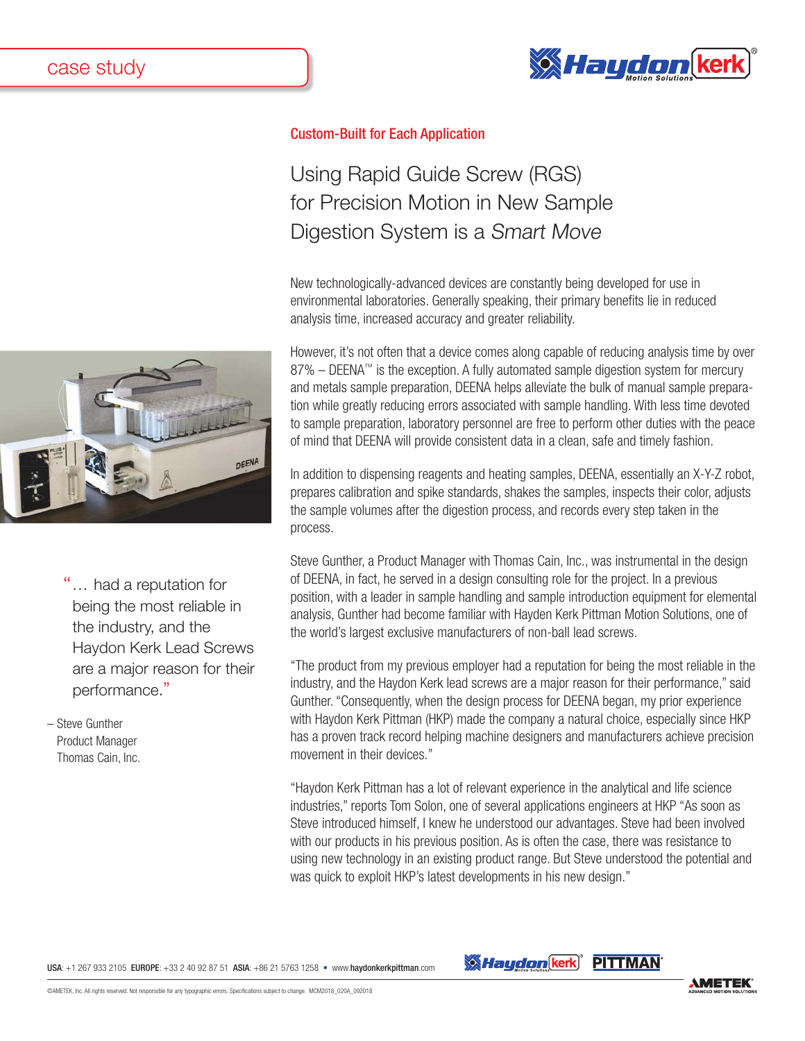case study

**Custom-Built for Each Application**

# Using Rapid Guide Screw (RGS) for Precision Motion in New Sample Digestion System is a *Smart Move*

New technologically-advanced devices are constantly being developed for use in environmental laboratories. Generally speaking, their primary benefits lie in reduced analysis time, increased accuracy and greater reliability.

However, it's not often that a device comes along capable of reducing analysis time by over 87% – DEENA™ is the exception. A fully automated sample digestion system for mercury and metals sample preparation, DEENA helps alleviate the bulk of manual sample preparation while greatly reducing errors associated with sample handling. With less time devoted to sample preparation, laboratory personnel are free to perform other duties with the peace of mind that DEENA will provide consistent data in a clean, safe and timely fashion.

In addition to dispensing reagents and heating samples, DEENA, essentially an X-Y-Z robot, prepares calibration and spike standards, shakes the samples, inspects their color, adjusts the sample volumes after the digestion process, and records every step taken in the process.

> "… had a reputation for being the most reliable in the industry, and the Haydon Kerk Lead Screws are a major reason for their performance."
>
> – Steve Gunther
> Product Manager
> Thomas Cain, Inc.

Steve Gunther, a Product Manager with Thomas Cain, Inc., was instrumental in the design of DEENA, in fact, he served in a design consulting role for the project. In a previous position, with a leader in sample handling and sample introduction equipment for elemental analysis, Gunther had become familiar with Hayden Kerk Pittman Motion Solutions, one of the world's largest exclusive manufacturers of non-ball lead screws.

"The product from my previous employer had a reputation for being the most reliable in the industry, and the Haydon Kerk lead screws are a major reason for their performance," said Gunther. "Consequently, when the design process for DEENA began, my prior experience with Haydon Kerk Pittman (HKP) made the company a natural choice, especially since HKP has a proven track record helping machine designers and manufacturers achieve precision movement in their devices."

"Haydon Kerk Pittman has a lot of relevant experience in the analytical and life science industries," reports Tom Solon, one of several applications engineers at HKP "As soon as Steve introduced himself, I knew he understood our advantages. Steve had been involved with our products in his previous position. As is often the case, there was resistance to using new technology in an existing product range. But Steve understood the potential and was quick to exploit HKP's latest developments in his new design."

**USA**: +1 267 933 2105 **EUROPE**: +33 2 40 92 87 51 **ASIA**: +86 21 5763 1258 • www.**haydonkerkpittman**.com

©AMETEK, Inc. All rights reserved. Not responsible for any typographic errors. Specifications subject to change. MCM2018_020A_092018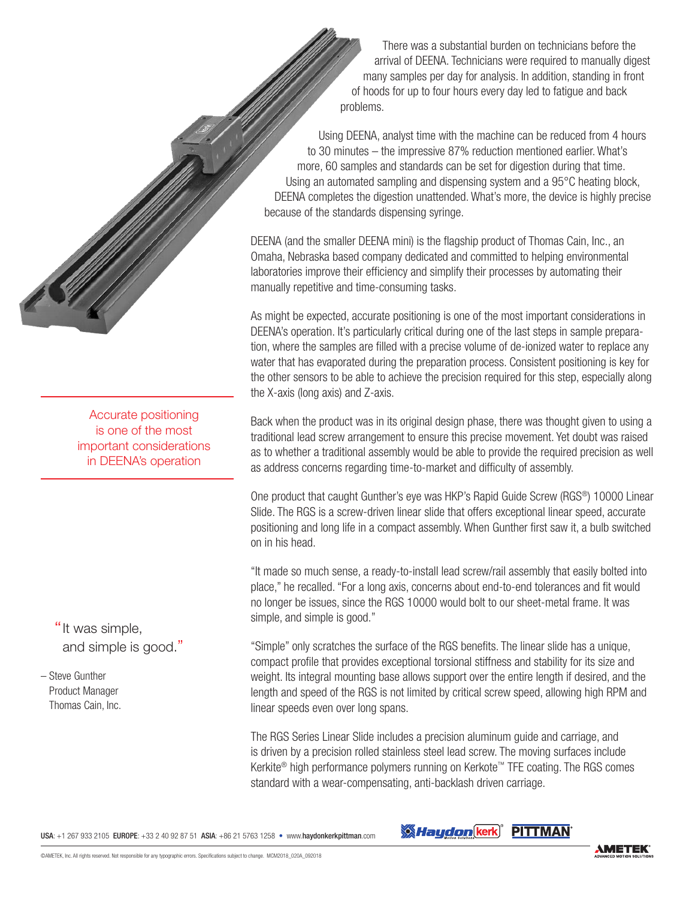There was a substantial burden on technicians before the arrival of DEENA. Technicians were required to manually digest many samples per day for analysis. In addition, standing in front of hoods for up to four hours every day led to fatigue and back problems.

Using DEENA, analyst time with the machine can be reduced from 4 hours to 30 minutes – the impressive 87% reduction mentioned earlier. What's more, 60 samples and standards can be set for digestion during that time. Using an automated sampling and dispensing system and a 95°C heating block, DEENA completes the digestion unattended. What's more, the device is highly precise because of the standards dispensing syringe.

DEENA (and the smaller DEENA mini) is the flagship product of Thomas Cain, Inc., an Omaha, Nebraska based company dedicated and committed to helping environmental laboratories improve their efficiency and simplify their processes by automating their manually repetitive and time-consuming tasks.

As might be expected, accurate positioning is one of the most important considerations in DEENA's operation. It's particularly critical during one of the last steps in sample preparation, where the samples are filled with a precise volume of de-ionized water to replace any water that has evaporated during the preparation process. Consistent positioning is key for the other sensors to be able to achieve the precision required for this step, especially along the X-axis (long axis) and Z-axis.

> Accurate positioning is one of the most important considerations in DEENA's operation

Back when the product was in its original design phase, there was thought given to using a traditional lead screw arrangement to ensure this precise movement. Yet doubt was raised as to whether a traditional assembly would be able to provide the required precision as well as address concerns regarding time-to-market and difficulty of assembly.

One product that caught Gunther's eye was HKP's Rapid Guide Screw (RGS®) 10000 Linear Slide. The RGS is a screw-driven linear slide that offers exceptional linear speed, accurate positioning and long life in a compact assembly. When Gunther first saw it, a bulb switched on in his head.

"It made so much sense, a ready-to-install lead screw/rail assembly that easily bolted into place," he recalled. "For a long axis, concerns about end-to-end tolerances and fit would no longer be issues, since the RGS 10000 would bolt to our sheet-metal frame. It was simple, and simple is good."

> "It was simple, and simple is good."
>
> – Steve Gunther
> Product Manager
> Thomas Cain, Inc.

"Simple" only scratches the surface of the RGS benefits. The linear slide has a unique, compact profile that provides exceptional torsional stiffness and stability for its size and weight. Its integral mounting base allows support over the entire length if desired, and the length and speed of the RGS is not limited by critical screw speed, allowing high RPM and linear speeds even over long spans.

The RGS Series Linear Slide includes a precision aluminum guide and carriage, and is driven by a precision rolled stainless steel lead screw. The moving surfaces include Kerkite® high performance polymers running on Kerkote™ TFE coating. The RGS comes standard with a wear-compensating, anti-backlash driven carriage.

**USA**: +1 267 933 2105 **EUROPE**: +33 2 40 92 87 51 **ASIA**: +86 21 5763 1258 • www.**haydonkerkpittman**.com

©AMETEK, Inc. All rights reserved. Not responsible for any typographic errors. Specifications subject to change. MCM2018_020A_092018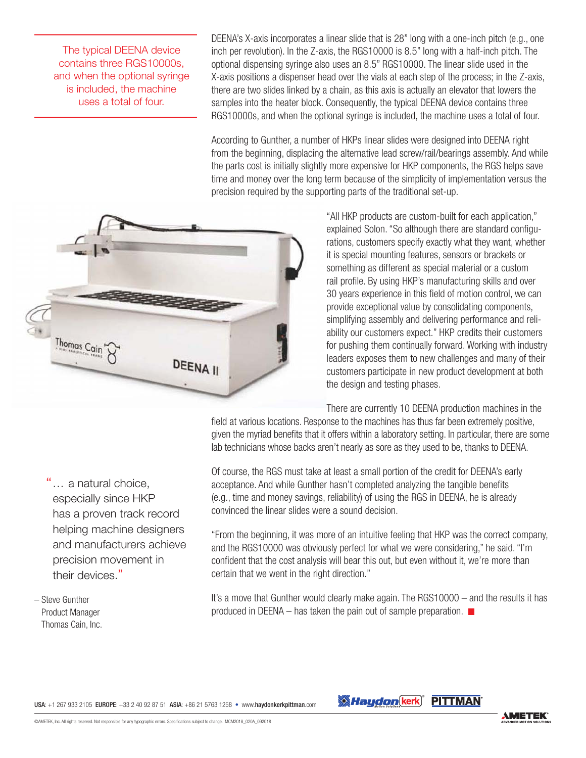The typical DEENA device contains three RGS10000s, and when the optional syringe is included, the machine uses a total of four.

DEENA's X-axis incorporates a linear slide that is 28" long with a one-inch pitch (e.g., one inch per revolution). In the Z-axis, the RGS10000 is 8.5" long with a half-inch pitch. The optional dispensing syringe also uses an 8.5" RGS10000. The linear slide used in the X-axis positions a dispenser head over the vials at each step of the process; in the Z-axis, there are two slides linked by a chain, as this axis is actually an elevator that lowers the samples into the heater block. Consequently, the typical DEENA device contains three RGS10000s, and when the optional syringe is included, the machine uses a total of four.

According to Gunther, a number of HKPs linear slides were designed into DEENA right from the beginning, displacing the alternative lead screw/rail/bearings assembly. And while the parts cost is initially slightly more expensive for HKP components, the RGS helps save time and money over the long term because of the simplicity of implementation versus the precision required by the supporting parts of the traditional set-up.

"All HKP products are custom-built for each application," explained Solon. "So although there are standard configurations, customers specify exactly what they want, whether it is special mounting features, sensors or brackets or something as different as special material or a custom rail profile. By using HKP's manufacturing skills and over 30 years experience in this field of motion control, we can provide exceptional value by consolidating components, simplifying assembly and delivering performance and reliability our customers expect." HKP credits their customers for pushing them continually forward. Working with industry leaders exposes them to new challenges and many of their customers participate in new product development at both the design and testing phases.

There are currently 10 DEENA production machines in the field at various locations. Response to the machines has thus far been extremely positive, given the myriad benefits that it offers within a laboratory setting. In particular, there are some lab technicians whose backs aren't nearly as sore as they used to be, thanks to DEENA.

Of course, the RGS must take at least a small portion of the credit for DEENA's early acceptance. And while Gunther hasn't completed analyzing the tangible benefits (e.g., time and money savings, reliability) of using the RGS in DEENA, he is already convinced the linear slides were a sound decision.

"From the beginning, it was more of an intuitive feeling that HKP was the correct company, and the RGS10000 was obviously perfect for what we were considering," he said. "I'm confident that the cost analysis will bear this out, but even without it, we're more than certain that we went in the right direction."

It's a move that Gunther would clearly make again. The RGS10000 – and the results it has produced in DEENA – has taken the pain out of sample preparation.

"… a natural choice, especially since HKP has a proven track record helping machine designers and manufacturers achieve precision movement in their devices."

– Steve Gunther
Product Manager
Thomas Cain, Inc.

**USA**: +1 267 933 2105 **EUROPE**: +33 2 40 92 87 51 **ASIA**: +86 21 5763 1258 • www.**haydonkerkpittman**.com

©AMETEK, Inc. All rights reserved. Not responsible for any typographic errors. Specifications subject to change. MCM2018_020A_092018